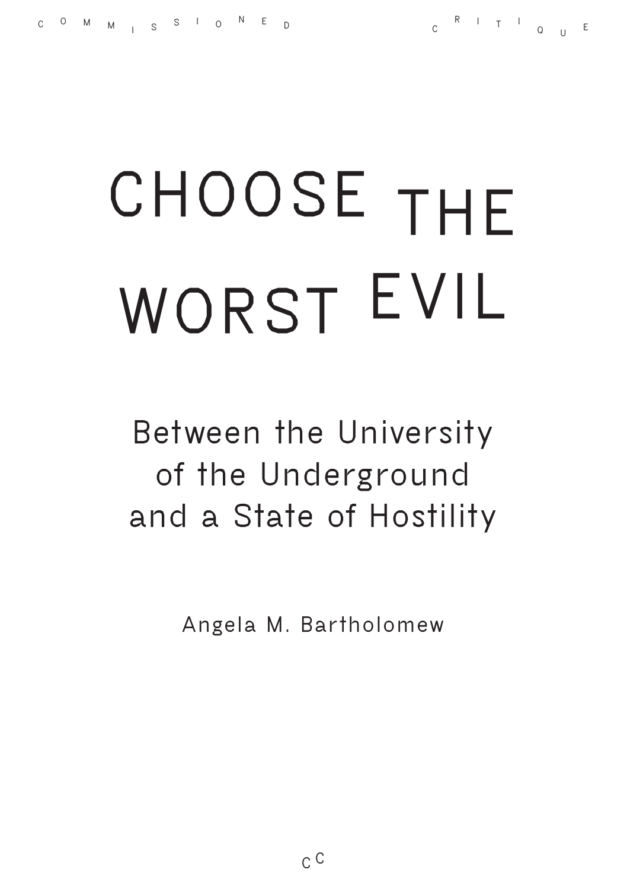COMMISSIONED CRITIQUE

# CHOOSE THE WORST EVIL

## Between the University of the Underground and a State of Hostility

Angela M. Bartholomew

CC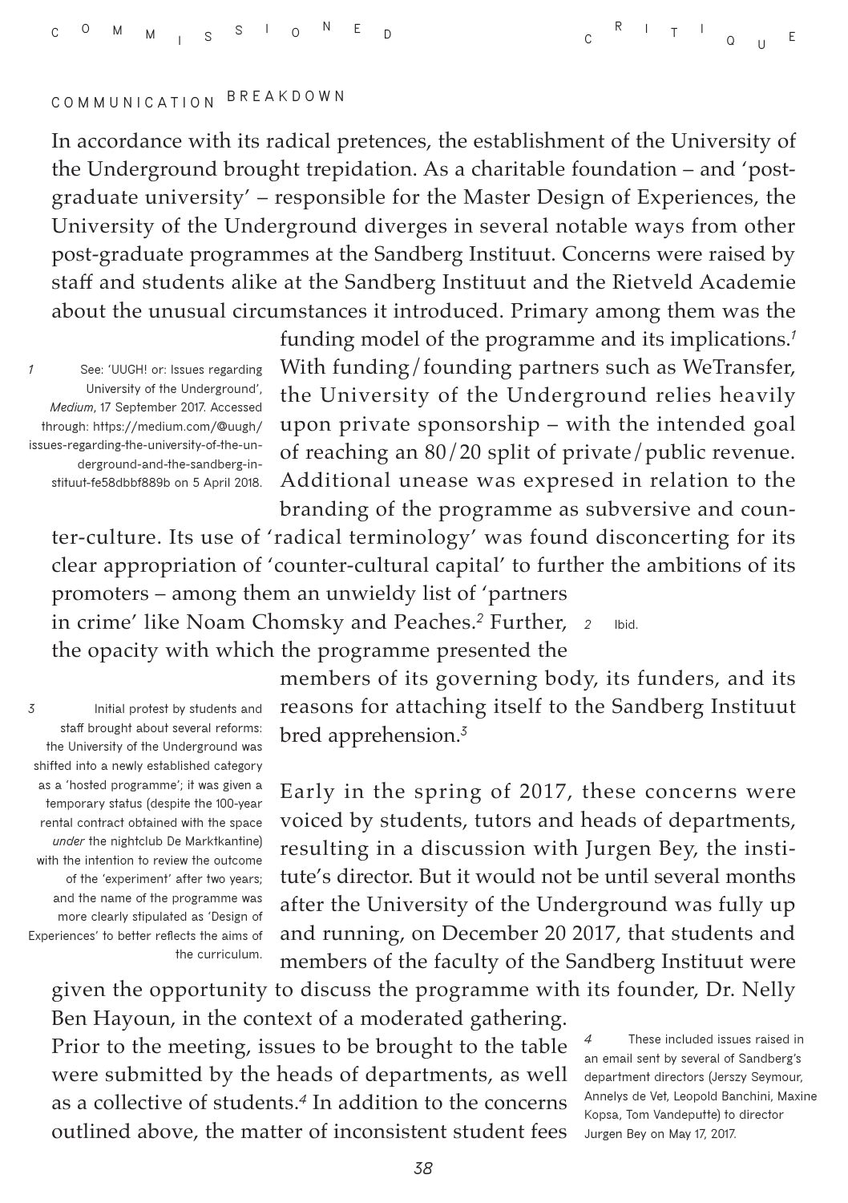## COMMUNICATION BREAKDOWN

In accordance with its radical pretences, the establishment of the University of the Underground brought trepidation. As a charitable foundation – and 'post-graduate university' – responsible for the Master Design of Experiences, the University of the Underground diverges in several notable ways from other post-graduate programmes at the Sandberg Instituut. Concerns were raised by staff and students alike at the Sandberg Instituut and the Rietveld Academie about the unusual circumstances it introduced. Primary among them was the funding model of the programme and its implications.[1] With funding/founding partners such as WeTransfer, the University of the Underground relies heavily upon private sponsorship – with the intended goal of reaching an 80/20 split of private/public revenue. Additional unease was expresed in relation to the branding of the programme as subversive and counter-culture. Its use of 'radical terminology' was found disconcerting for its clear appropriation of 'counter-cultural capital' to further the ambitions of its promoters – among them an unwieldy list of 'partners in crime' like Noam Chomsky and Peaches.[2] Further, the opacity with which the programme presented the members of its governing body, its funders, and its reasons for attaching itself to the Sandberg Instituut bred apprehension.[3]

Early in the spring of 2017, these concerns were voiced by students, tutors and heads of departments, resulting in a discussion with Jurgen Bey, the institute's director. But it would not be until several months after the University of the Underground was fully up and running, on December 20 2017, that students and members of the faculty of the Sandberg Instituut were given the opportunity to discuss the programme with its founder, Dr. Nelly Ben Hayoun, in the context of a moderated gathering. Prior to the meeting, issues to be brought to the table were submitted by the heads of departments, as well as a collective of students.[4] In addition to the concerns outlined above, the matter of inconsistent student fees

---

1 See: 'UUGH! or: Issues regarding University of the Underground', *Medium*, 17 September 2017. Accessed through: https://medium.com/@uugh/issues-regarding-the-university-of-the-underground-and-the-sandberg-instituut-fe58dbbf889b on 5 April 2018.

2 Ibid.

3 Initial protest by students and staff brought about several reforms: the University of the Underground was shifted into a newly established category as a 'hosted programme'; it was given a temporary status (despite the 100-year rental contract obtained with the space *under* the nightclub De Marktkantine) with the intention to review the outcome of the 'experiment' after two years; and the name of the programme was more clearly stipulated as 'Design of Experiences' to better reflects the aims of the curriculum.

4 These included issues raised in an email sent by several of Sandberg's department directors (Jerszy Seymour, Annelys de Vet, Leopold Banchini, Maxine Kopsa, Tom Vandeputte) to director Jurgen Bey on May 17, 2017.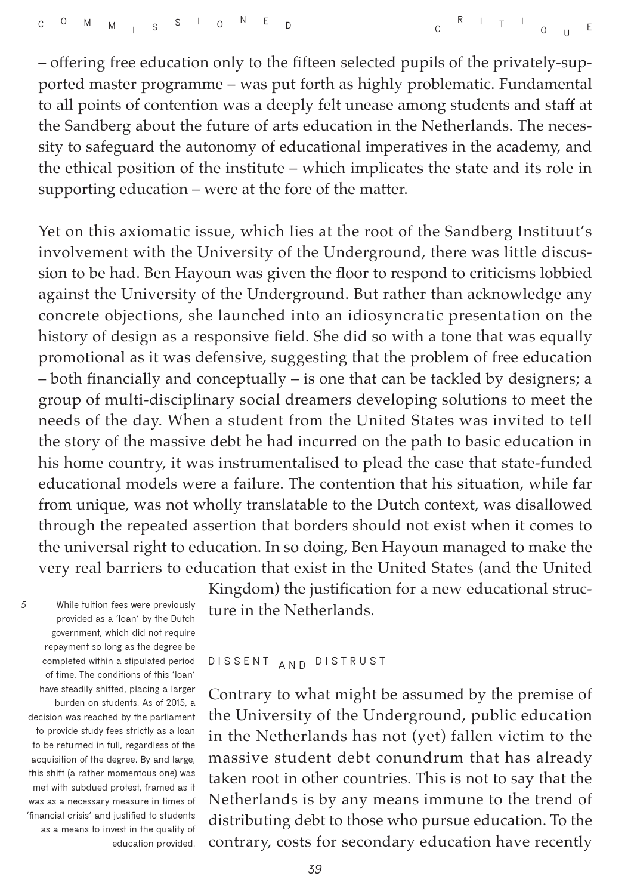– offering free education only to the fifteen selected pupils of the privately-supported master programme – was put forth as highly problematic. Fundamental to all points of contention was a deeply felt unease among students and staff at the Sandberg about the future of arts education in the Netherlands. The necessity to safeguard the autonomy of educational imperatives in the academy, and the ethical position of the institute – which implicates the state and its role in supporting education – were at the fore of the matter.

Yet on this axiomatic issue, which lies at the root of the Sandberg Instituut's involvement with the University of the Underground, there was little discussion to be had. Ben Hayoun was given the floor to respond to criticisms lobbied against the University of the Underground. But rather than acknowledge any concrete objections, she launched into an idiosyncratic presentation on the history of design as a responsive field. She did so with a tone that was equally promotional as it was defensive, suggesting that the problem of free education – both financially and conceptually – is one that can be tackled by designers; a group of multi-disciplinary social dreamers developing solutions to meet the needs of the day. When a student from the United States was invited to tell the story of the massive debt he had incurred on the path to basic education in his home country, it was instrumentalised to plead the case that state-funded educational models were a failure. The contention that his situation, while far from unique, was not wholly translatable to the Dutch context, was disallowed through the repeated assertion that borders should not exist when it comes to the universal right to education. In so doing, Ben Hayoun managed to make the very real barriers to education that exist in the United States (and the United Kingdom) the justification for a new educational structure in the Netherlands.

## DISSENT AND DISTRUST

Contrary to what might be assumed by the premise of the University of the Underground, public education in the Netherlands has not (yet) fallen victim to the massive student debt conundrum that has already taken root in other countries. This is not to say that the Netherlands is by any means immune to the trend of distributing debt to those who pursue education. To the contrary, costs for secondary education have recently

5 While tuition fees were previously provided as a 'loan' by the Dutch government, which did not require repayment so long as the degree be completed within a stipulated period of time. The conditions of this 'loan' have steadily shifted, placing a larger burden on students. As of 2015, a decision was reached by the parliament to provide study fees strictly as a loan to be returned in full, regardless of the acquisition of the degree. By and large, this shift (a rather momentous one) was met with subdued protest, framed as it was as a necessary measure in times of 'financial crisis' and justified to students as a means to invest in the quality of education provided.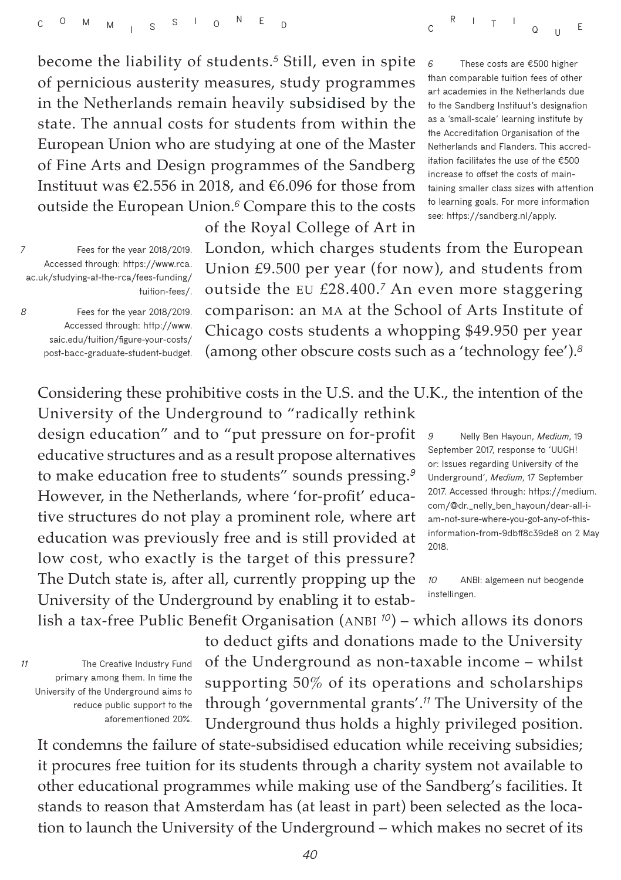become the liability of students.[5] Still, even in spite of pernicious austerity measures, study programmes in the Netherlands remain heavily subsidised by the state. The annual costs for students from within the European Union who are studying at one of the Master of Fine Arts and Design programmes of the Sandberg Instituut was €2.556 in 2018, and €6.096 for those from outside the European Union.[6] Compare this to the costs of the Royal College of Art in London, which charges students from the European Union £9.500 per year (for now), and students from outside the EU £28.400.[7] An even more staggering comparison: an MA at the School of Arts Institute of Chicago costs students a whopping $49.950 per year (among other obscure costs such as a 'technology fee').[8]

Considering these prohibitive costs in the U.S. and the U.K., the intention of the University of the Underground to "radically rethink design education" and to "put pressure on for-profit educative structures and as a result propose alternatives to make education free to students" sounds pressing.[9] However, in the Netherlands, where 'for-profit' educative structures do not play a prominent role, where art education was previously free and is still provided at low cost, who exactly is the target of this pressure? The Dutch state is, after all, currently propping up the University of the Underground by enabling it to establish a tax-free Public Benefit Organisation (ANBI [10]) – which allows its donors to deduct gifts and donations made to the University of the Underground as non-taxable income – whilst supporting 50% of its operations and scholarships through 'governmental grants'.[11] The University of the Underground thus holds a highly privileged position. It condemns the failure of state-subsidised education while receiving subsidies; it procures free tuition for its students through a charity system not available to other educational programmes while making use of the Sandberg's facilities. It stands to reason that Amsterdam has (at least in part) been selected as the location to launch the University of the Underground – which makes no secret of its

---

6 These costs are €500 higher than comparable tuition fees of other art academies in the Netherlands due to the Sandberg Instituut's designation as a 'small-scale' learning institute by the Accreditation Organisation of the Netherlands and Flanders. This accreditation facilitates the use of the €500 increase to offset the costs of maintaining smaller class sizes with attention to learning goals. For more information see: https://sandberg.nl/apply.

7 Fees for the year 2018/2019. Accessed through: https://www.rca.ac.uk/studying-at-the-rca/fees-funding/tuition-fees/.

8 Fees for the year 2018/2019. Accessed through: http://www.saic.edu/tuition/figure-your-costs/post-bacc-graduate-student-budget.

9 Nelly Ben Hayoun, *Medium*, 19 September 2017, response to 'UUGH! or: Issues regarding University of the Underground', *Medium*, 17 September 2017. Accessed through: https://medium.com/@dr._nelly_ben_hayoun/dear-all-i-am-not-sure-where-you-got-any-of-this-information-from-9dbff8c39de8 on 2 May 2018.

10 ANBI: algemeen nut beogende instellingen.

11 The Creative Industry Fund primary among them. In time the University of the Underground aims to reduce public support to the aforementioned 20%.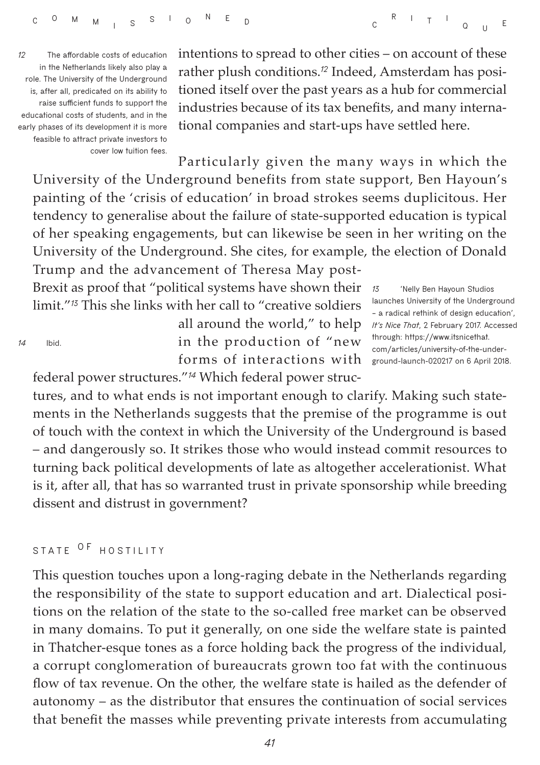intentions to spread to other cities – on account of these rather plush conditions.[12] Indeed, Amsterdam has positioned itself over the past years as a hub for commercial industries because of its tax benefits, and many international companies and start-ups have settled here.

Particularly given the many ways in which the University of the Underground benefits from state support, Ben Hayoun's painting of the 'crisis of education' in broad strokes seems duplicitous. Her tendency to generalise about the failure of state-supported education is typical of her speaking engagements, but can likewise be seen in her writing on the University of the Underground. She cites, for example, the election of Donald Trump and the advancement of Theresa May post-Brexit as proof that "political systems have shown their limit."[13] This she links with her call to "creative soldiers all around the world," to help in the production of "new forms of interactions with federal power structures."[14] Which federal power structures, and to what ends is not important enough to clarify. Making such statements in the Netherlands suggests that the premise of the programme is out of touch with the context in which the University of the Underground is based – and dangerously so. It strikes those who would instead commit resources to turning back political developments of late as altogether accelerationist. What is it, after all, that has so warranted trust in private sponsorship while breeding dissent and distrust in government?

## STATE OF HOSTILITY

This question touches upon a long-raging debate in the Netherlands regarding the responsibility of the state to support education and art. Dialectical positions on the relation of the state to the so-called free market can be observed in many domains. To put it generally, on one side the welfare state is painted in Thatcher-esque tones as a force holding back the progress of the individual, a corrupt conglomeration of bureaucrats grown too fat with the continuous flow of tax revenue. On the other, the welfare state is hailed as the defender of autonomy – as the distributor that ensures the continuation of social services that benefit the masses while preventing private interests from accumulating

---

12 The affordable costs of education in the Netherlands likely also play a role. The University of the Underground is, after all, predicated on its ability to raise sufficient funds to support the educational costs of students, and in the early phases of its development it is more feasible to attract private investors to cover low tuition fees.

13 'Nelly Ben Hayoun Studios launches University of the Underground – a radical rethink of design education', *It's Nice That*, 2 February 2017. Accessed through: https://www.itsnicethat.com/articles/university-of-the-underground-launch-020217 on 6 April 2018.

14 Ibid.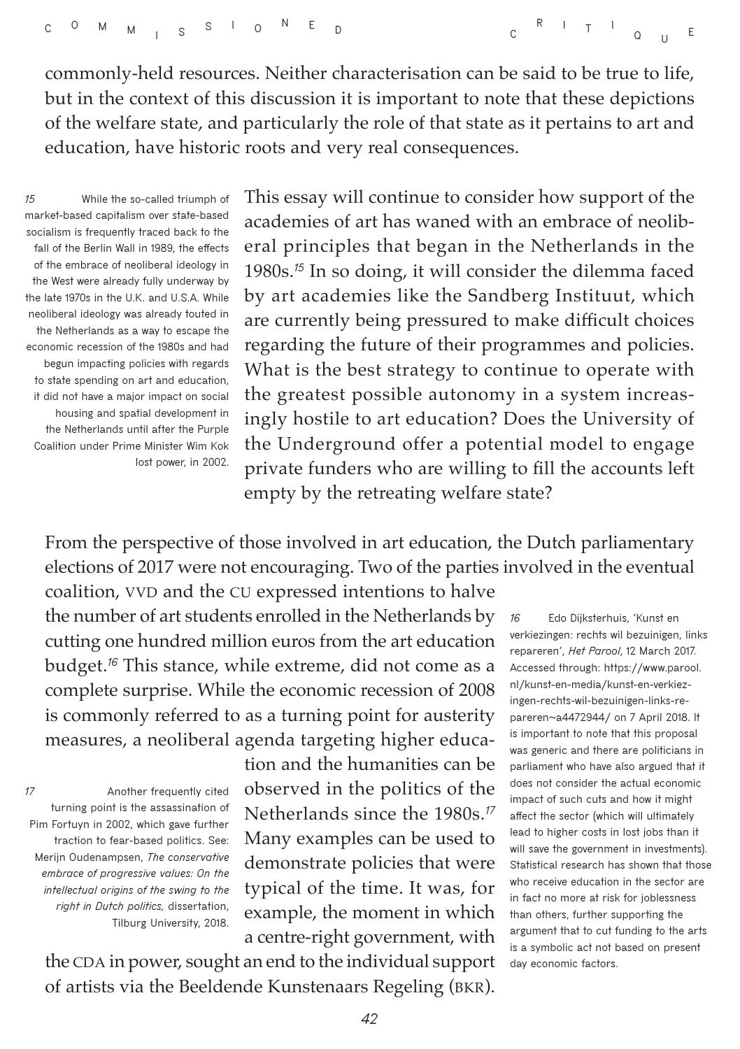commonly-held resources. Neither characterisation can be said to be true to life, but in the context of this discussion it is important to note that these depictions of the welfare state, and particularly the role of that state as it pertains to art and education, have historic roots and very real consequences.

This essay will continue to consider how support of the academies of art has waned with an embrace of neoliberal principles that began in the Netherlands in the 1980s.[15] In so doing, it will consider the dilemma faced by art academies like the Sandberg Instituut, which are currently being pressured to make difficult choices regarding the future of their programmes and policies. What is the best strategy to continue to operate with the greatest possible autonomy in a system increasingly hostile to art education? Does the University of the Underground offer a potential model to engage private funders who are willing to fill the accounts left empty by the retreating welfare state?

From the perspective of those involved in art education, the Dutch parliamentary elections of 2017 were not encouraging. Two of the parties involved in the eventual coalition, VVD and the CU expressed intentions to halve the number of art students enrolled in the Netherlands by cutting one hundred million euros from the art education budget.[16] This stance, while extreme, did not come as a complete surprise. While the economic recession of 2008 is commonly referred to as a turning point for austerity measures, a neoliberal agenda targeting higher education and the humanities can be observed in the politics of the Netherlands since the 1980s.[17] Many examples can be used to demonstrate policies that were typical of the time. It was, for example, the moment in which a centre-right government, with the CDA in power, sought an end to the individual support of artists via the Beeldende Kunstenaars Regeling (BKR).

[15] While the so-called triumph of market-based capitalism over state-based socialism is frequently traced back to the fall of the Berlin Wall in 1989, the effects of the embrace of neoliberal ideology in the West were already fully underway by the late 1970s in the U.K. and U.S.A. While neoliberal ideology was already touted in the Netherlands as a way to escape the economic recession of the 1980s and had begun impacting policies with regards to state spending on art and education, it did not have a major impact on social housing and spatial development in the Netherlands until after the Purple Coalition under Prime Minister Wim Kok lost power, in 2002.

[16] Edo Dijksterhuis, 'Kunst en verkiezingen: rechts wil bezuinigen, links repareren', *Het Parool*, 12 March 2017. Accessed through: https://www.parool.nl/kunst-en-media/kunst-en-verkiezingen-rechts-wil-bezuinigen-links-repareren~a4472944/ on 7 April 2018. It is important to note that this proposal was generic and there are politicians in parliament who have also argued that it does not consider the actual economic impact of such cuts and how it might affect the sector (which will ultimately lead to higher costs in lost jobs than it will save the government in investments). Statistical research has shown that those who receive education in the sector are in fact no more at risk for joblessness than others, further supporting the argument that to cut funding to the arts is a symbolic act not based on present day economic factors.

[17] Another frequently cited turning point is the assassination of Pim Fortuyn in 2002, which gave further traction to fear-based politics. See: Merijn Oudenampsen, *The conservative embrace of progressive values: On the intellectual origins of the swing to the right in Dutch politics,* dissertation, Tilburg University, 2018.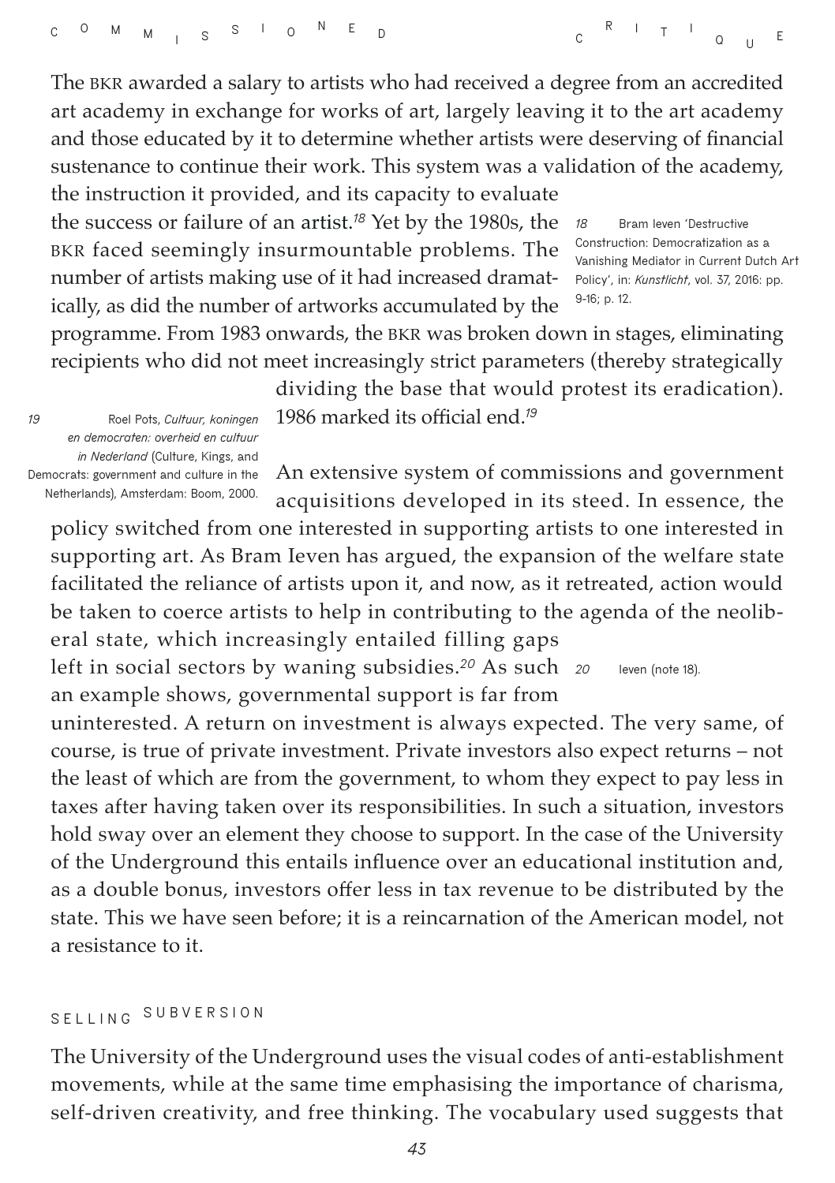The BKR awarded a salary to artists who had received a degree from an accredited art academy in exchange for works of art, largely leaving it to the art academy and those educated by it to determine whether artists were deserving of financial sustenance to continue their work. This system was a validation of the academy, the instruction it provided, and its capacity to evaluate the success or failure of an artist.[18] Yet by the 1980s, the BKR faced seemingly insurmountable problems. The number of artists making use of it had increased dramatically, as did the number of artworks accumulated by the programme. From 1983 onwards, the BKR was broken down in stages, eliminating recipients who did not meet increasingly strict parameters (thereby strategically dividing the base that would protest its eradication). 1986 marked its official end.[19]

An extensive system of commissions and government acquisitions developed in its steed. In essence, the policy switched from one interested in supporting artists to one interested in supporting art. As Bram Ieven has argued, the expansion of the welfare state facilitated the reliance of artists upon it, and now, as it retreated, action would be taken to coerce artists to help in contributing to the agenda of the neoliberal state, which increasingly entailed filling gaps left in social sectors by waning subsidies.[20] As such an example shows, governmental support is far from uninterested. A return on investment is always expected. The very same, of course, is true of private investment. Private investors also expect returns – not the least of which are from the government, to whom they expect to pay less in taxes after having taken over its responsibilities. In such a situation, investors hold sway over an element they choose to support. In the case of the University of the Underground this entails influence over an educational institution and, as a double bonus, investors offer less in tax revenue to be distributed by the state. This we have seen before; it is a reincarnation of the American model, not a resistance to it.

18 Bram Ieven 'Destructive Construction: Democratization as a Vanishing Mediator in Current Dutch Art Policy', in: *Kunstlicht*, vol. 37, 2016: pp. 9-16; p. 12.

19 Roel Pots, *Cultuur, koningen en democraten: overheid en cultuur in Nederland* (Culture, Kings, and Democrats: government and culture in the Netherlands), Amsterdam: Boom, 2000.

20 Ieven (note 18).

## SELLING SUBVERSION

The University of the Underground uses the visual codes of anti-establishment movements, while at the same time emphasising the importance of charisma, self-driven creativity, and free thinking. The vocabulary used suggests that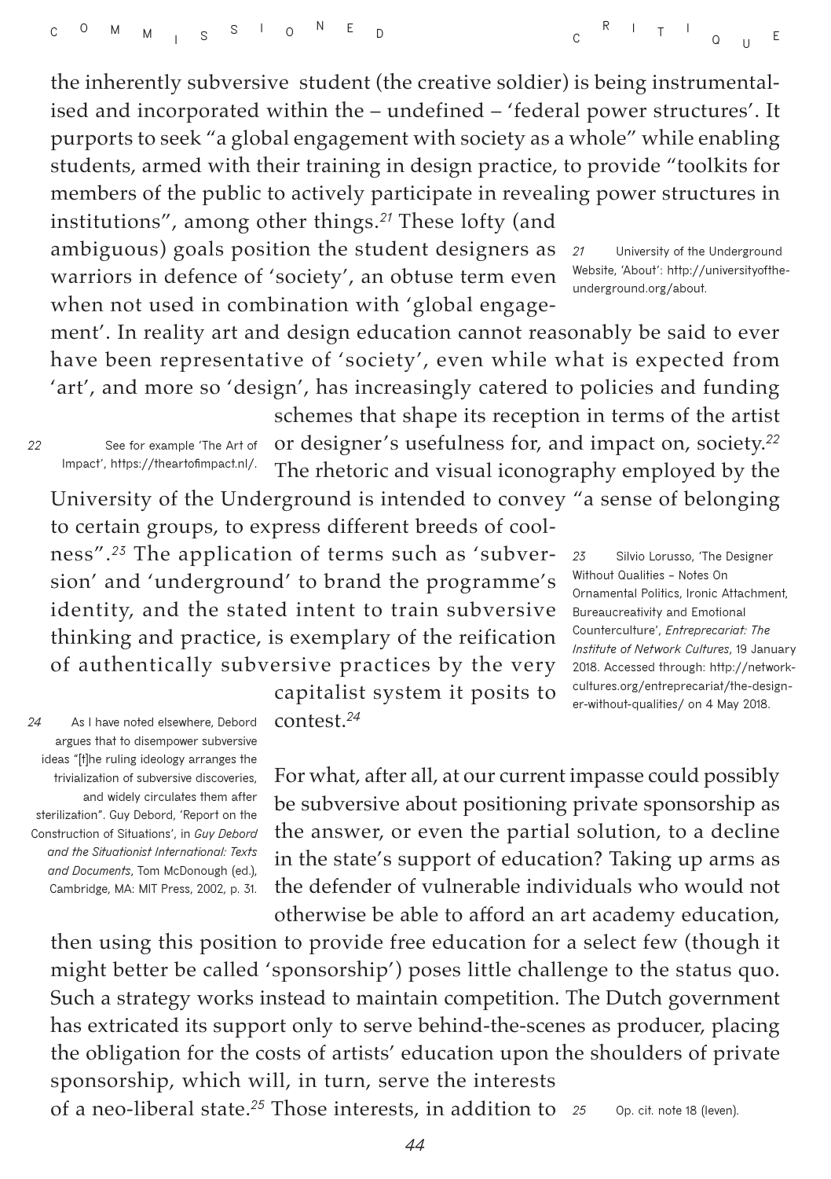the inherently subversive student (the creative soldier) is being instrumentalised and incorporated within the – undefined – 'federal power structures'. It purports to seek "a global engagement with society as a whole" while enabling students, armed with their training in design practice, to provide "toolkits for members of the public to actively participate in revealing power structures in institutions", among other things.[21] These lofty (and ambiguous) goals position the student designers as warriors in defence of 'society', an obtuse term even when not used in combination with 'global engagement'. In reality art and design education cannot reasonably be said to ever have been representative of 'society', even while what is expected from 'art', and more so 'design', has increasingly catered to policies and funding schemes that shape its reception in terms of the artist or designer's usefulness for, and impact on, society.[22] The rhetoric and visual iconography employed by the University of the Underground is intended to convey "a sense of belonging to certain groups, to express different breeds of coolness".[23] The application of terms such as 'subversion' and 'underground' to brand the programme's identity, and the stated intent to train subversive thinking and practice, is exemplary of the reification of authentically subversive practices by the very capitalist system it posits to contest.[24]

For what, after all, at our current impasse could possibly be subversive about positioning private sponsorship as the answer, or even the partial solution, to a decline in the state's support of education? Taking up arms as the defender of vulnerable individuals who would not otherwise be able to afford an art academy education, then using this position to provide free education for a select few (though it might better be called 'sponsorship') poses little challenge to the status quo. Such a strategy works instead to maintain competition. The Dutch government has extricated its support only to serve behind-the-scenes as producer, placing the obligation for the costs of artists' education upon the shoulders of private sponsorship, which will, in turn, serve the interests of a neo-liberal state.[25] Those interests, in addition to

---

21 University of the Underground Website, 'About': http://universityoftheunderground.org/about.

22 See for example 'The Art of Impact', https://theartofimpact.nl/.

23 Silvio Lorusso, 'The Designer Without Qualities – Notes On Ornamental Politics, Ironic Attachment, Bureaucreativity and Emotional Counterculture', *Entreprecariat: The Institute of Network Cultures*, 19 January 2018. Accessed through: http://networkcultures.org/entreprecariat/the-designer-without-qualities/ on 4 May 2018.

24 As I have noted elsewhere, Debord argues that to disempower subversive ideas "[t]he ruling ideology arranges the trivialization of subversive discoveries, and widely circulates them after sterilization". Guy Debord, 'Report on the Construction of Situations', in *Guy Debord and the Situationist International: Texts and Documents*, Tom McDonough (ed.), Cambridge, MA: MIT Press, 2002, p. 31.

25 Op. cit. note 18 (Ieven).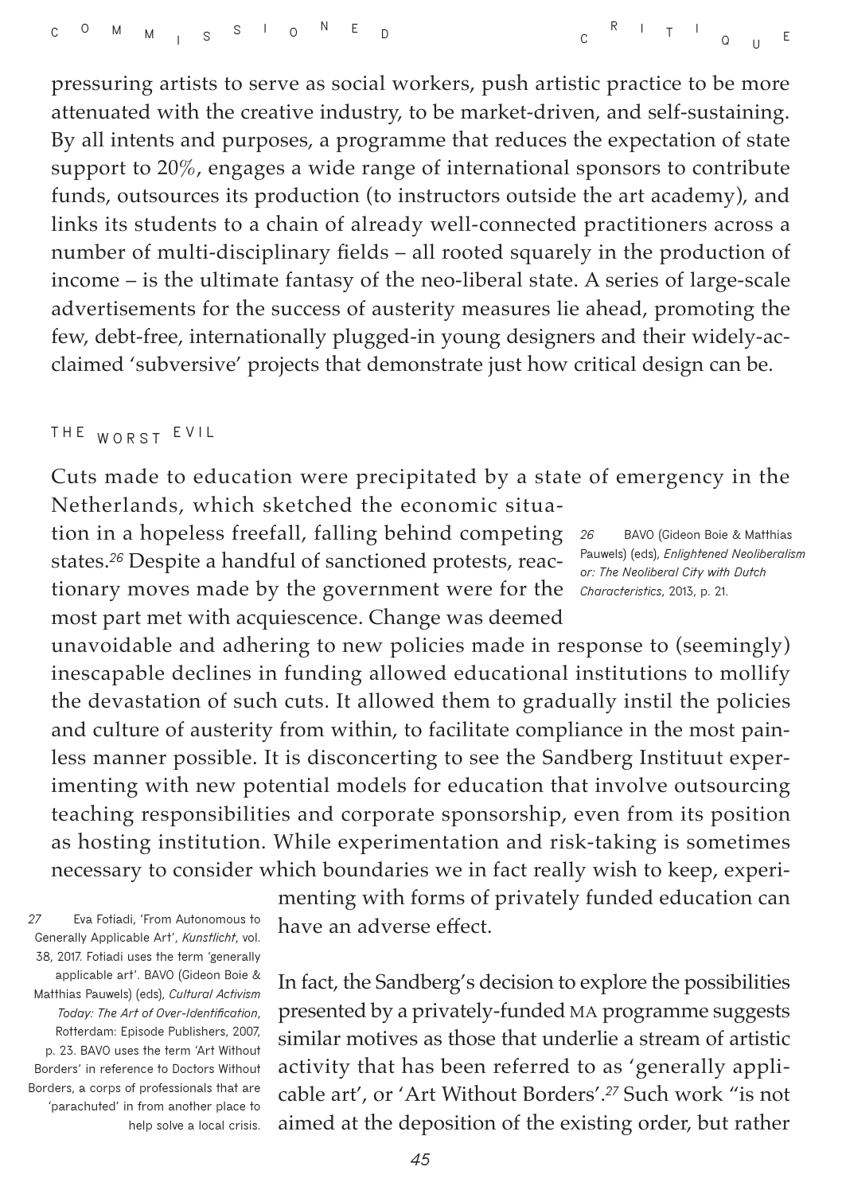pressuring artists to serve as social workers, push artistic practice to be more attenuated with the creative industry, to be market-driven, and self-sustaining. By all intents and purposes, a programme that reduces the expectation of state support to 20%, engages a wide range of international sponsors to contribute funds, outsources its production (to instructors outside the art academy), and links its students to a chain of already well-connected practitioners across a number of multi-disciplinary fields – all rooted squarely in the production of income – is the ultimate fantasy of the neo-liberal state. A series of large-scale advertisements for the success of austerity measures lie ahead, promoting the few, debt-free, internationally plugged-in young designers and their widely-acclaimed 'subversive' projects that demonstrate just how critical design can be.

## THE WORST EVIL

Cuts made to education were precipitated by a state of emergency in the Netherlands, which sketched the economic situation in a hopeless freefall, falling behind competing states.[26] Despite a handful of sanctioned protests, reactionary moves made by the government were for the most part met with acquiescence. Change was deemed unavoidable and adhering to new policies made in response to (seemingly) inescapable declines in funding allowed educational institutions to mollify the devastation of such cuts. It allowed them to gradually instil the policies and culture of austerity from within, to facilitate compliance in the most painless manner possible. It is disconcerting to see the Sandberg Instituut experimenting with new potential models for education that involve outsourcing teaching responsibilities and corporate sponsorship, even from its position as hosting institution. While experimentation and risk-taking is sometimes necessary to consider which boundaries we in fact really wish to keep, experimenting with forms of privately funded education can have an adverse effect.

In fact, the Sandberg's decision to explore the possibilities presented by a privately-funded MA programme suggests similar motives as those that underlie a stream of artistic activity that has been referred to as 'generally applicable art', or 'Art Without Borders'.[27] Such work "is not aimed at the deposition of the existing order, but rather

[26] BAVO (Gideon Boie & Matthias Pauwels) (eds), *Enlightened Neoliberalism or: The Neoliberal City with Dutch Characteristics*, 2013, p. 21.

[27] Eva Fotiadi, 'From Autonomous to Generally Applicable Art', *Kunstlicht*, vol. 38, 2017. Fotiadi uses the term 'generally applicable art'. BAVO (Gideon Boie & Matthias Pauwels) (eds), *Cultural Activism Today: The Art of Over-Identification*, Rotterdam: Episode Publishers, 2007, p. 23. BAVO uses the term 'Art Without Borders' in reference to Doctors Without Borders, a corps of professionals that are 'parachuted' in from another place to help solve a local crisis.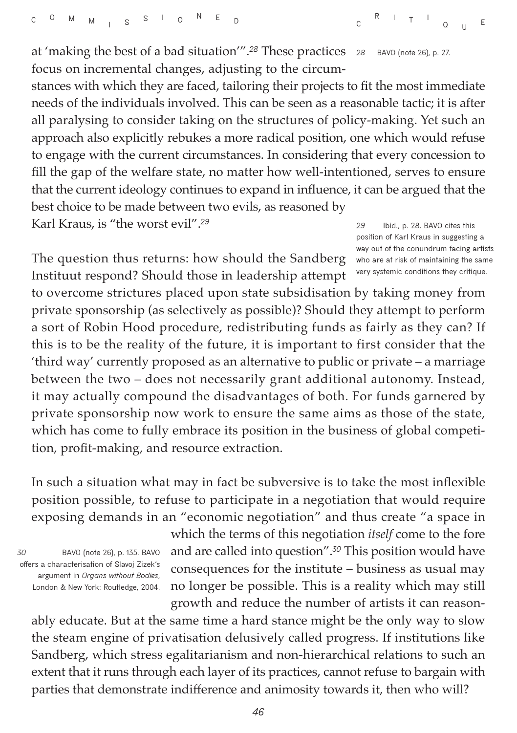at 'making the best of a bad situation'".[28] These practices focus on incremental changes, adjusting to the circumstances with which they are faced, tailoring their projects to fit the most immediate needs of the individuals involved. This can be seen as a reasonable tactic; it is after all paralysing to consider taking on the structures of policy-making. Yet such an approach also explicitly rebukes a more radical position, one which would refuse to engage with the current circumstances. In considering that every concession to fill the gap of the welfare state, no matter how well-intentioned, serves to ensure that the current ideology continues to expand in influence, it can be argued that the best choice to be made between two evils, as reasoned by Karl Kraus, is "the worst evil".[29]

28 BAVO (note 26), p. 27.

29 Ibid., p. 28. BAVO cites this position of Karl Kraus in suggesting a way out of the conundrum facing artists who are at risk of maintaining the same very systemic conditions they critique.

The question thus returns: how should the Sandberg Instituut respond? Should those in leadership attempt to overcome strictures placed upon state subsidisation by taking money from private sponsorship (as selectively as possible)? Should they attempt to perform a sort of Robin Hood procedure, redistributing funds as fairly as they can? If this is to be the reality of the future, it is important to first consider that the 'third way' currently proposed as an alternative to public or private – a marriage between the two – does not necessarily grant additional autonomy. Instead, it may actually compound the disadvantages of both. For funds garnered by private sponsorship now work to ensure the same aims as those of the state, which has come to fully embrace its position in the business of global competition, profit-making, and resource extraction.

In such a situation what may in fact be subversive is to take the most inflexible position possible, to refuse to participate in a negotiation that would require exposing demands in an "economic negotiation" and thus create "a space in which the terms of this negotiation *itself* come to the fore and are called into question".[30] This position would have consequences for the institute – business as usual may no longer be possible. This is a reality which may still growth and reduce the number of artists it can reasonably educate. But at the same time a hard stance might be the only way to slow the steam engine of privatisation delusively called progress. If institutions like Sandberg, which stress egalitarianism and non-hierarchical relations to such an extent that it runs through each layer of its practices, cannot refuse to bargain with parties that demonstrate indifference and animosity towards it, then who will?

30 BAVO (note 26), p. 135. BAVO offers a characterisation of Slavoj Zizek's argument in *Organs without Bodies*, London & New York: Routledge, 2004.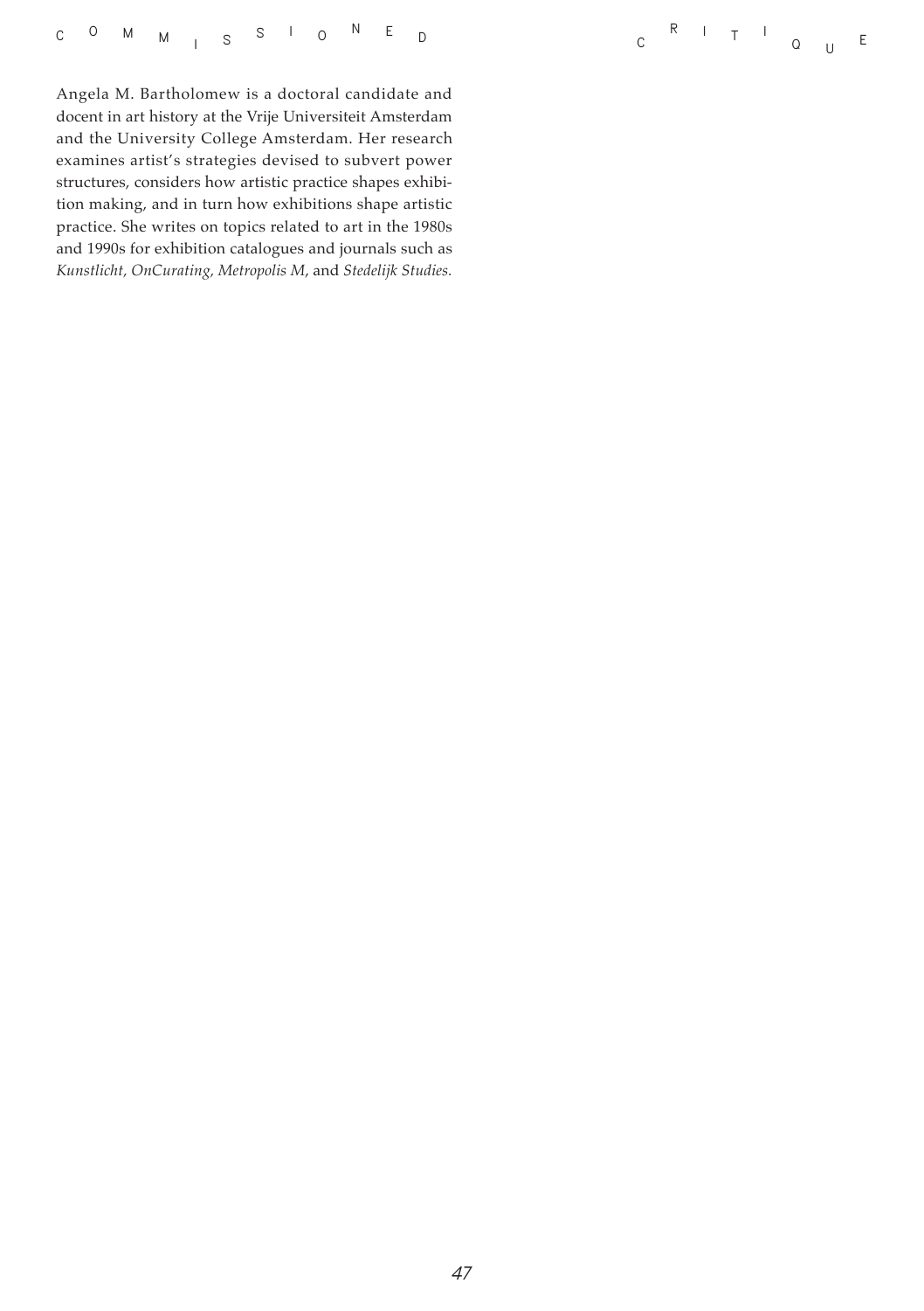Angela M. Bartholomew is a doctoral candidate and docent in art history at the Vrije Universiteit Amsterdam and the University College Amsterdam. Her research examines artist's strategies devised to subvert power structures, considers how artistic practice shapes exhibition making, and in turn how exhibitions shape artistic practice. She writes on topics related to art in the 1980s and 1990s for exhibition catalogues and journals such as *Kunstlicht, OnCurating, Metropolis M*, and *Stedelijk Studies.*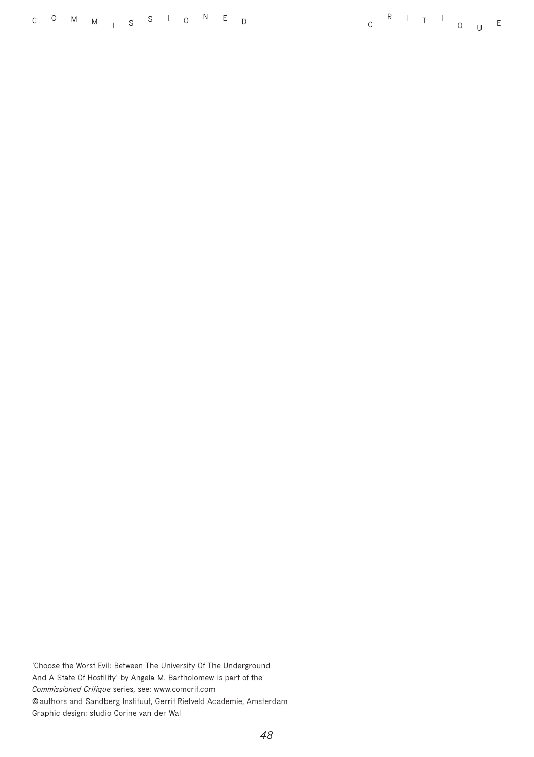'Choose the Worst Evil: Between The University Of The Underground And A State Of Hostility' by Angela M. Bartholomew is part of the *Commissioned Critique* series, see: www.comcrit.com
©authors and Sandberg Instituut, Gerrit Rietveld Academie, Amsterdam
Graphic design: studio Corine van der Wal